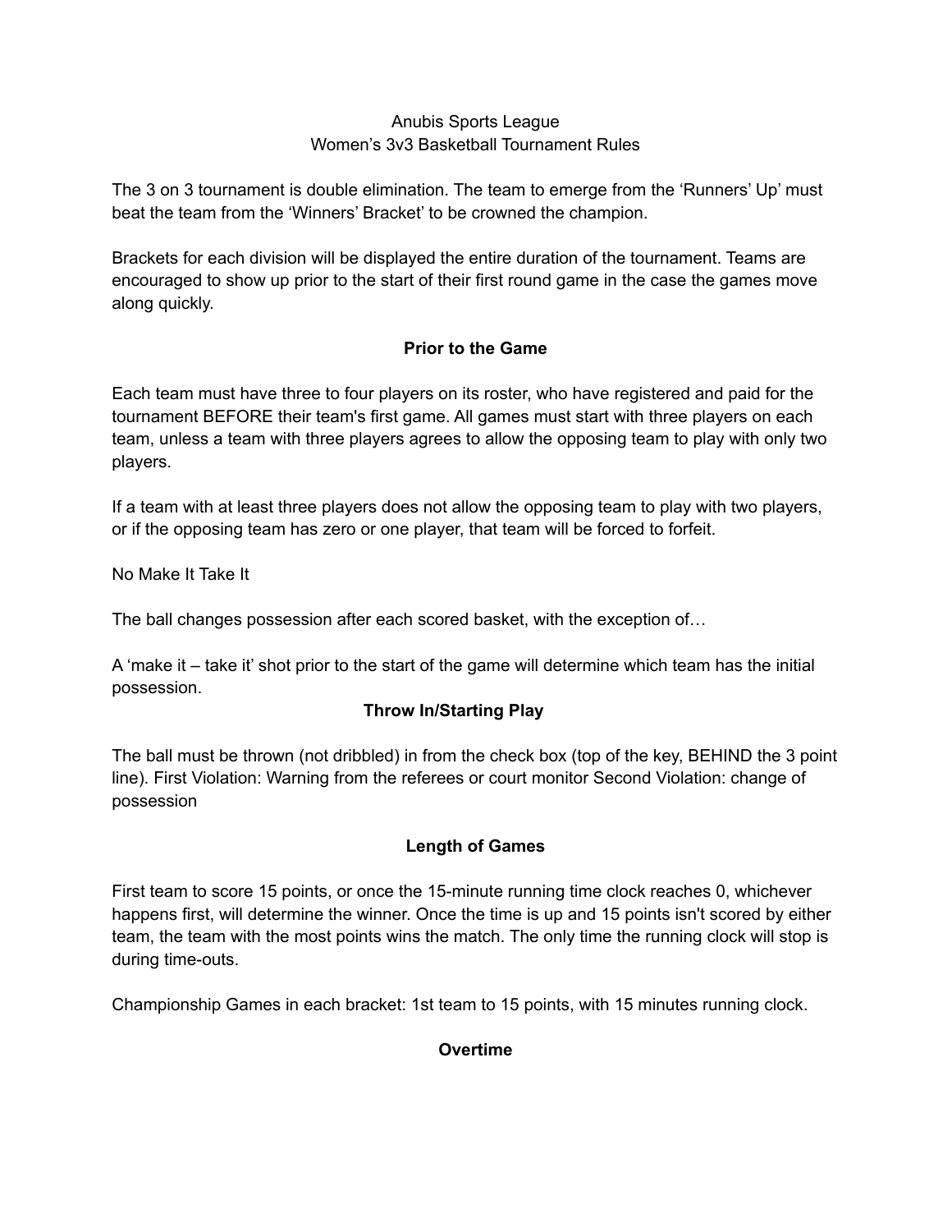Anubis Sports League
Women's 3v3 Basketball Tournament Rules

The 3 on 3 tournament is double elimination. The team to emerge from the 'Runners' Up' must beat the team from the 'Winners' Bracket' to be crowned the champion.

Brackets for each division will be displayed the entire duration of the tournament. Teams are encouraged to show up prior to the start of their first round game in the case the games move along quickly.

## Prior to the Game

Each team must have three to four players on its roster, who have registered and paid for the tournament BEFORE their team's first game. All games must start with three players on each team, unless a team with three players agrees to allow the opposing team to play with only two players.

If a team with at least three players does not allow the opposing team to play with two players, or if the opposing team has zero or one player, that team will be forced to forfeit.

No Make It Take It

The ball changes possession after each scored basket, with the exception of…

A 'make it – take it' shot prior to the start of the game will determine which team has the initial possession.

## Throw In/Starting Play

The ball must be thrown (not dribbled) in from the check box (top of the key, BEHIND the 3 point line). First Violation: Warning from the referees or court monitor Second Violation: change of possession

## Length of Games

First team to score 15 points, or once the 15-minute running time clock reaches 0, whichever happens first, will determine the winner. Once the time is up and 15 points isn't scored by either team, the team with the most points wins the match. The only time the running clock will stop is during time-outs.

Championship Games in each bracket: 1st team to 15 points, with 15 minutes running clock.

## Overtime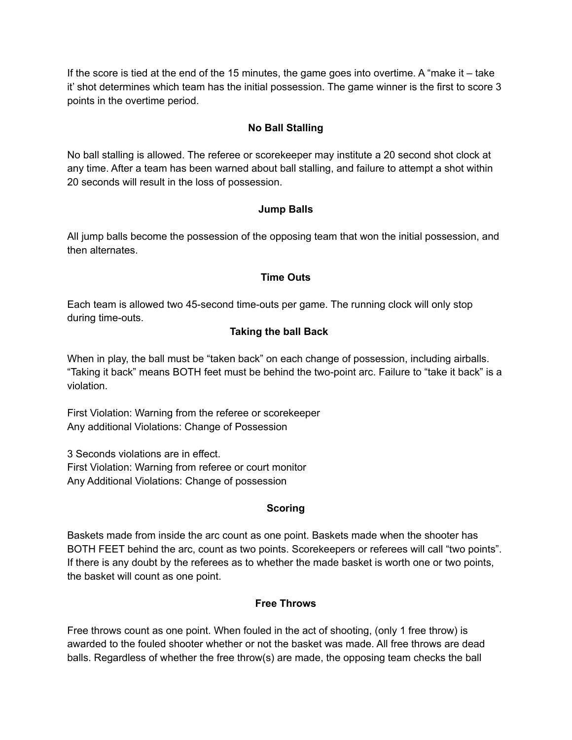If the score is tied at the end of the 15 minutes, the game goes into overtime. A "make it – take it' shot determines which team has the initial possession. The game winner is the first to score 3 points in the overtime period.

## No Ball Stalling

No ball stalling is allowed. The referee or scorekeeper may institute a 20 second shot clock at any time. After a team has been warned about ball stalling, and failure to attempt a shot within 20 seconds will result in the loss of possession.

## Jump Balls

All jump balls become the possession of the opposing team that won the initial possession, and then alternates.

## Time Outs

Each team is allowed two 45-second time-outs per game. The running clock will only stop during time-outs.

## Taking the ball Back

When in play, the ball must be "taken back" on each change of possession, including airballs. "Taking it back" means BOTH feet must be behind the two-point arc. Failure to "take it back" is a violation.

First Violation: Warning from the referee or scorekeeper
Any additional Violations: Change of Possession

3 Seconds violations are in effect.
First Violation: Warning from referee or court monitor
Any Additional Violations: Change of possession

## Scoring

Baskets made from inside the arc count as one point. Baskets made when the shooter has BOTH FEET behind the arc, count as two points. Scorekeepers or referees will call "two points". If there is any doubt by the referees as to whether the made basket is worth one or two points, the basket will count as one point.

## Free Throws

Free throws count as one point. When fouled in the act of shooting, (only 1 free throw) is awarded to the fouled shooter whether or not the basket was made. All free throws are dead balls. Regardless of whether the free throw(s) are made, the opposing team checks the ball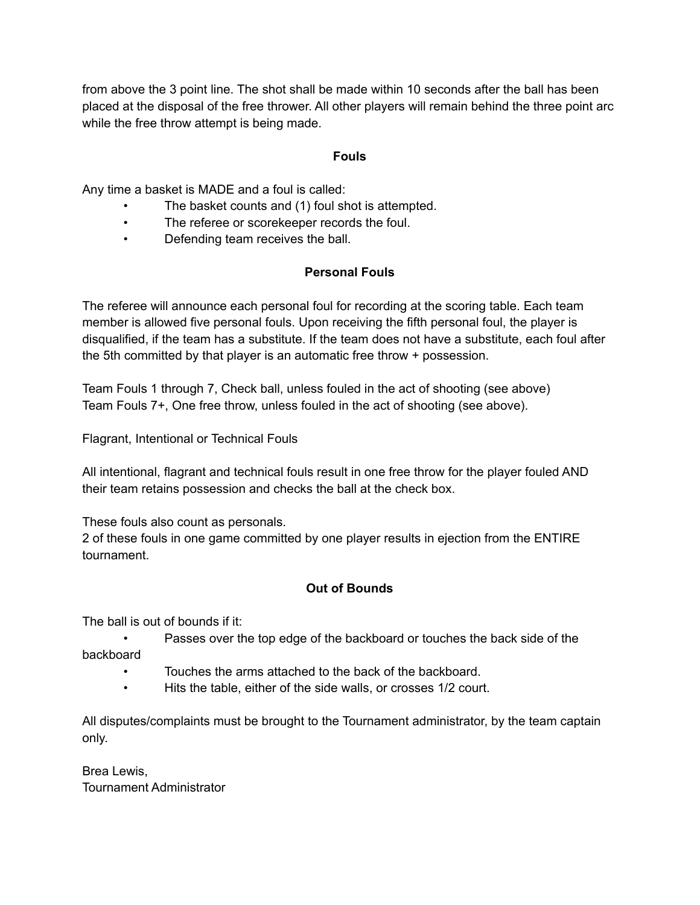from above the 3 point line. The shot shall be made within 10 seconds after the ball has been placed at the disposal of the free thrower. All other players will remain behind the three point arc while the free throw attempt is being made.

**Fouls**

Any time a basket is MADE and a foul is called:

- The basket counts and (1) foul shot is attempted.
- The referee or scorekeeper records the foul.
- Defending team receives the ball.

**Personal Fouls**

The referee will announce each personal foul for recording at the scoring table. Each team member is allowed five personal fouls. Upon receiving the fifth personal foul, the player is disqualified, if the team has a substitute. If the team does not have a substitute, each foul after the 5th committed by that player is an automatic free throw + possession.

Team Fouls 1 through 7, Check ball, unless fouled in the act of shooting (see above)
Team Fouls 7+, One free throw, unless fouled in the act of shooting (see above).

Flagrant, Intentional or Technical Fouls

All intentional, flagrant and technical fouls result in one free throw for the player fouled AND their team retains possession and checks the ball at the check box.

These fouls also count as personals.
2 of these fouls in one game committed by one player results in ejection from the ENTIRE tournament.

**Out of Bounds**

The ball is out of bounds if it:

- Passes over the top edge of the backboard or touches the back side of the backboard
- Touches the arms attached to the back of the backboard.
- Hits the table, either of the side walls, or crosses 1/2 court.

All disputes/complaints must be brought to the Tournament administrator, by the team captain only.

Brea Lewis,
Tournament Administrator